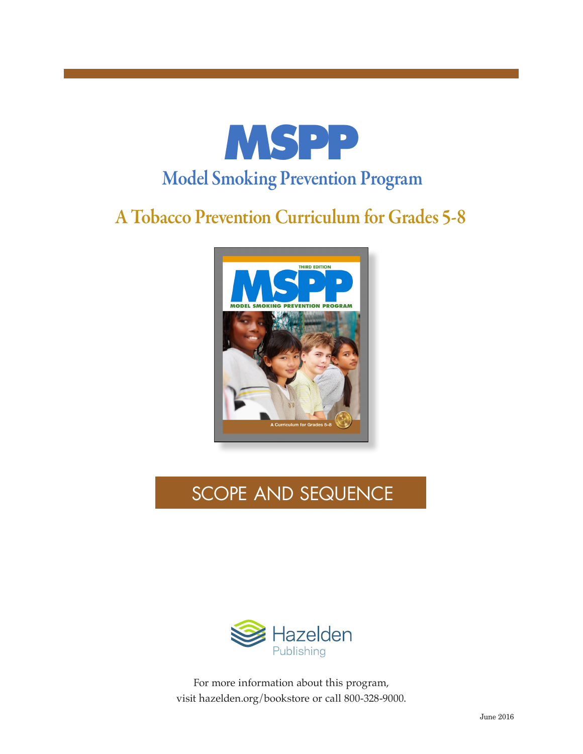# MSPP

## Model Smoking Prevention Program

### A Tobacco Prevention Curriculum for Grades 5-8

## SCOPE AND SEQUENCE

Hazelden Publishing

For more information about this program,
visit hazelden.org/bookstore or call 800-328-9000.

June 2016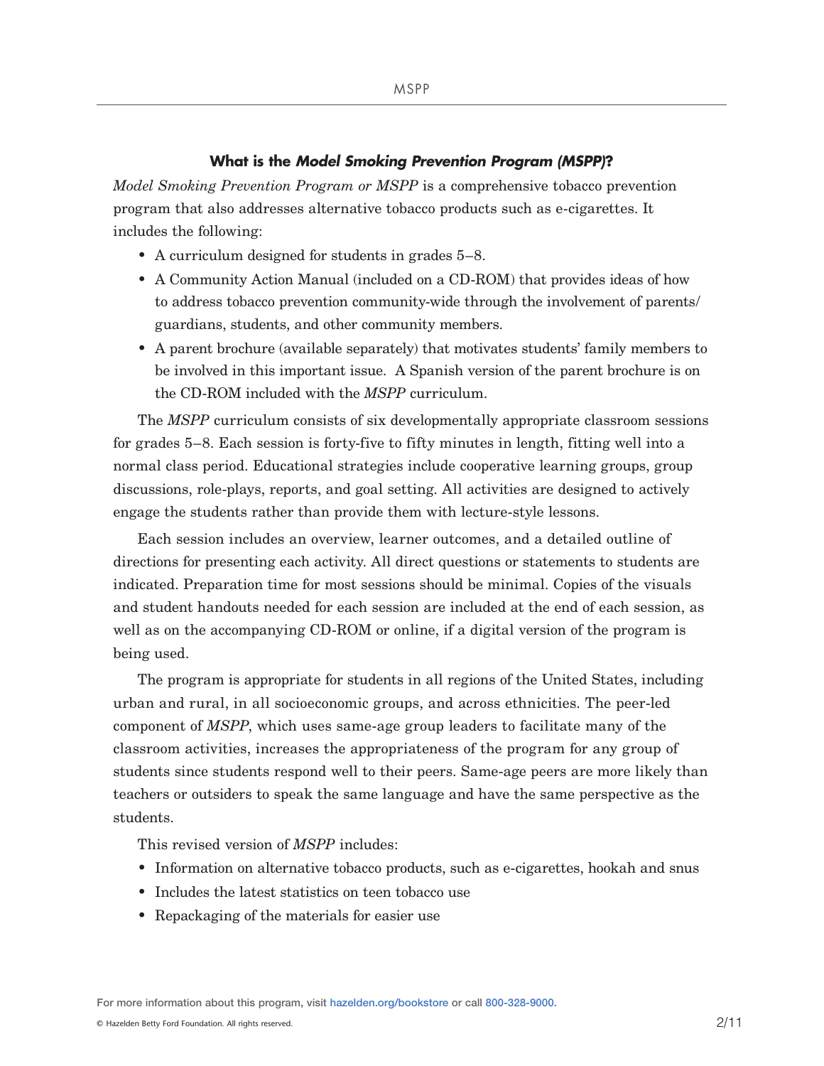## What is the *Model Smoking Prevention Program (MSPP)*?

*Model Smoking Prevention Program or MSPP* is a comprehensive tobacco prevention program that also addresses alternative tobacco products such as e-cigarettes. It includes the following:

- A curriculum designed for students in grades 5–8.
- A Community Action Manual (included on a CD-ROM) that provides ideas of how to address tobacco prevention community-wide through the involvement of parents/guardians, students, and other community members.
- A parent brochure (available separately) that motivates students' family members to be involved in this important issue. A Spanish version of the parent brochure is on the CD-ROM included with the *MSPP* curriculum.

The *MSPP* curriculum consists of six developmentally appropriate classroom sessions for grades 5–8. Each session is forty-five to fifty minutes in length, fitting well into a normal class period. Educational strategies include cooperative learning groups, group discussions, role-plays, reports, and goal setting. All activities are designed to actively engage the students rather than provide them with lecture-style lessons.

Each session includes an overview, learner outcomes, and a detailed outline of directions for presenting each activity. All direct questions or statements to students are indicated. Preparation time for most sessions should be minimal. Copies of the visuals and student handouts needed for each session are included at the end of each session, as well as on the accompanying CD-ROM or online, if a digital version of the program is being used.

The program is appropriate for students in all regions of the United States, including urban and rural, in all socioeconomic groups, and across ethnicities. The peer-led component of *MSPP*, which uses same-age group leaders to facilitate many of the classroom activities, increases the appropriateness of the program for any group of students since students respond well to their peers. Same-age peers are more likely than teachers or outsiders to speak the same language and have the same perspective as the students.

This revised version of *MSPP* includes:

- Information on alternative tobacco products, such as e-cigarettes, hookah and snus
- Includes the latest statistics on teen tobacco use
- Repackaging of the materials for easier use

For more information about this program, visit hazelden.org/bookstore or call 800-328-9000.

© Hazelden Betty Ford Foundation. All rights reserved.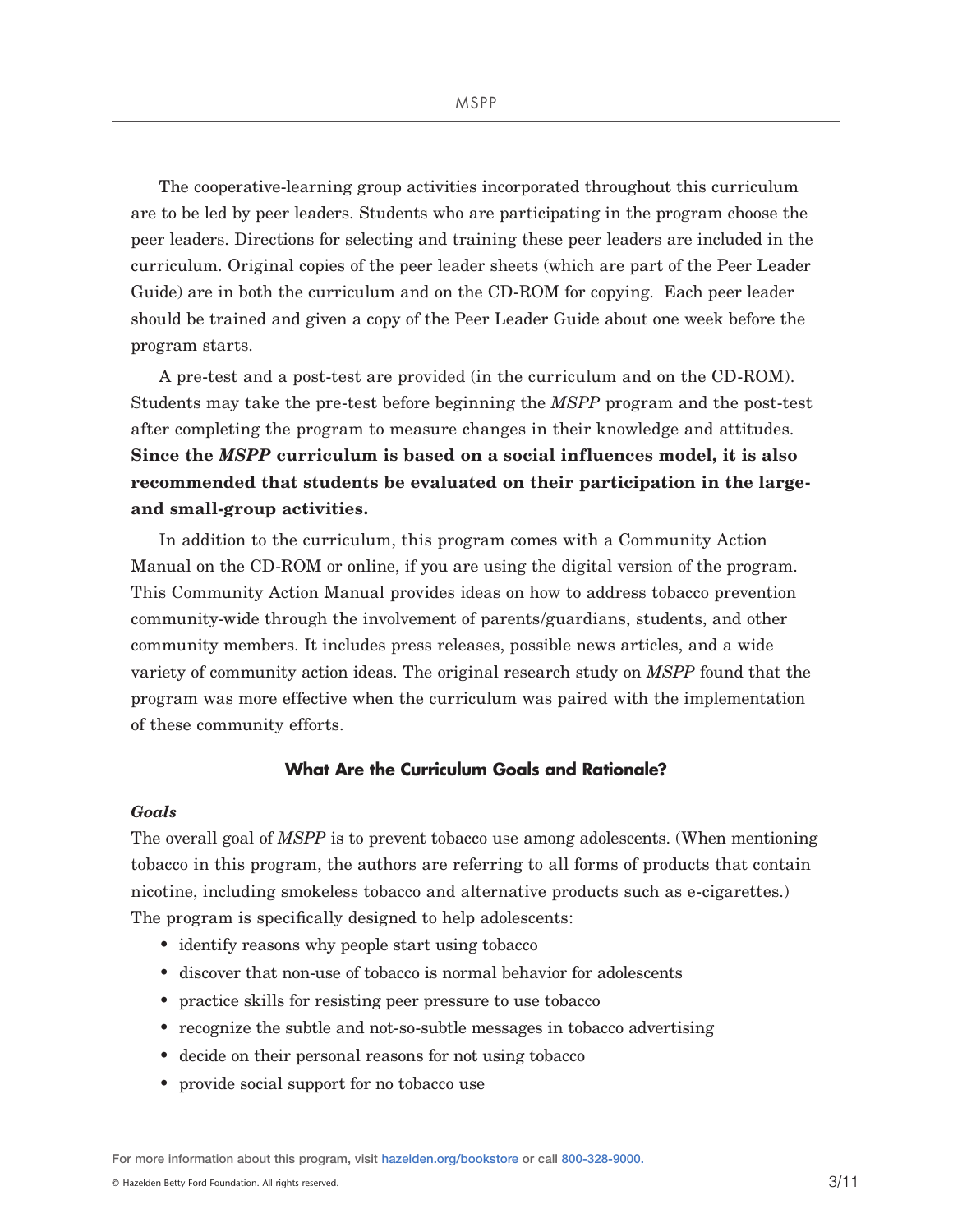The cooperative-learning group activities incorporated throughout this curriculum are to be led by peer leaders. Students who are participating in the program choose the peer leaders. Directions for selecting and training these peer leaders are included in the curriculum. Original copies of the peer leader sheets (which are part of the Peer Leader Guide) are in both the curriculum and on the CD-ROM for copying. Each peer leader should be trained and given a copy of the Peer Leader Guide about one week before the program starts.

A pre-test and a post-test are provided (in the curriculum and on the CD-ROM). Students may take the pre-test before beginning the *MSPP* program and the post-test after completing the program to measure changes in their knowledge and attitudes. **Since the *MSPP* curriculum is based on a social influences model, it is also recommended that students be evaluated on their participation in the large- and small-group activities.**

In addition to the curriculum, this program comes with a Community Action Manual on the CD-ROM or online, if you are using the digital version of the program. This Community Action Manual provides ideas on how to address tobacco prevention community-wide through the involvement of parents/guardians, students, and other community members. It includes press releases, possible news articles, and a wide variety of community action ideas. The original research study on *MSPP* found that the program was more effective when the curriculum was paired with the implementation of these community efforts.

## What Are the Curriculum Goals and Rationale?

### *Goals*

The overall goal of *MSPP* is to prevent tobacco use among adolescents. (When mentioning tobacco in this program, the authors are referring to all forms of products that contain nicotine, including smokeless tobacco and alternative products such as e-cigarettes.) The program is specifically designed to help adolescents:

- identify reasons why people start using tobacco
- discover that non-use of tobacco is normal behavior for adolescents
- practice skills for resisting peer pressure to use tobacco
- recognize the subtle and not-so-subtle messages in tobacco advertising
- decide on their personal reasons for not using tobacco
- provide social support for no tobacco use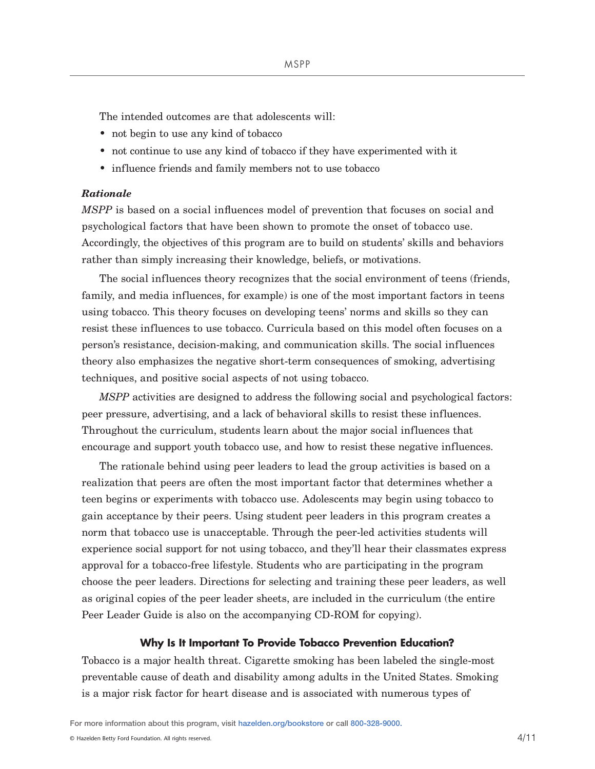The intended outcomes are that adolescents will:

- not begin to use any kind of tobacco
- not continue to use any kind of tobacco if they have experimented with it
- influence friends and family members not to use tobacco

***Rationale***

*MSPP* is based on a social influences model of prevention that focuses on social and psychological factors that have been shown to promote the onset of tobacco use. Accordingly, the objectives of this program are to build on students' skills and behaviors rather than simply increasing their knowledge, beliefs, or motivations.

The social influences theory recognizes that the social environment of teens (friends, family, and media influences, for example) is one of the most important factors in teens using tobacco. This theory focuses on developing teens' norms and skills so they can resist these influences to use tobacco. Curricula based on this model often focuses on a person's resistance, decision-making, and communication skills. The social influences theory also emphasizes the negative short-term consequences of smoking, advertising techniques, and positive social aspects of not using tobacco.

*MSPP* activities are designed to address the following social and psychological factors: peer pressure, advertising, and a lack of behavioral skills to resist these influences. Throughout the curriculum, students learn about the major social influences that encourage and support youth tobacco use, and how to resist these negative influences.

The rationale behind using peer leaders to lead the group activities is based on a realization that peers are often the most important factor that determines whether a teen begins or experiments with tobacco use. Adolescents may begin using tobacco to gain acceptance by their peers. Using student peer leaders in this program creates a norm that tobacco use is unacceptable. Through the peer-led activities students will experience social support for not using tobacco, and they'll hear their classmates express approval for a tobacco-free lifestyle. Students who are participating in the program choose the peer leaders. Directions for selecting and training these peer leaders, as well as original copies of the peer leader sheets, are included in the curriculum (the entire Peer Leader Guide is also on the accompanying CD-ROM for copying).

### Why Is It Important To Provide Tobacco Prevention Education?

Tobacco is a major health threat. Cigarette smoking has been labeled the single-most preventable cause of death and disability among adults in the United States. Smoking is a major risk factor for heart disease and is associated with numerous types of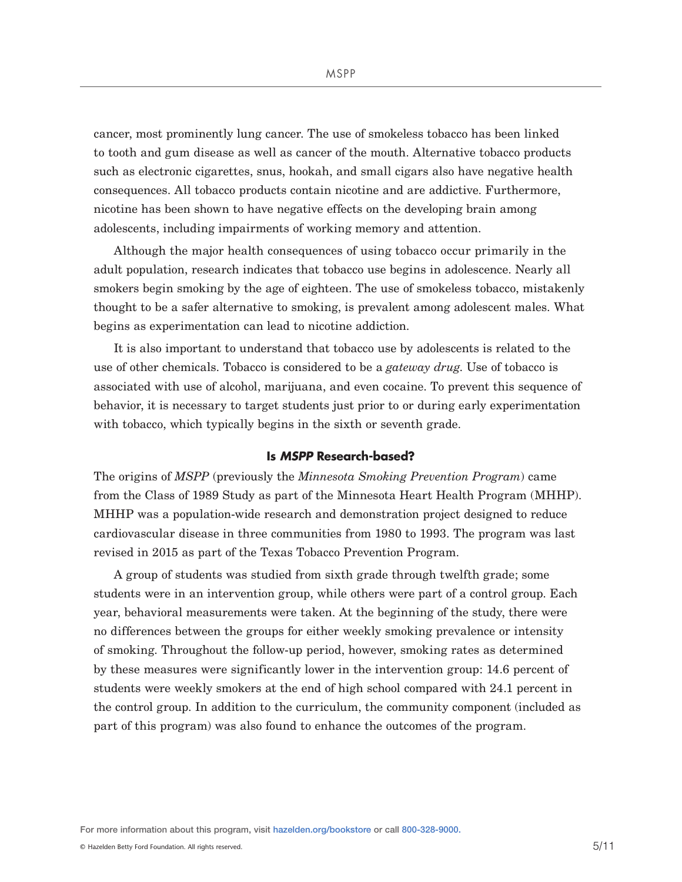cancer, most prominently lung cancer. The use of smokeless tobacco has been linked to tooth and gum disease as well as cancer of the mouth. Alternative tobacco products such as electronic cigarettes, snus, hookah, and small cigars also have negative health consequences. All tobacco products contain nicotine and are addictive. Furthermore, nicotine has been shown to have negative effects on the developing brain among adolescents, including impairments of working memory and attention.

Although the major health consequences of using tobacco occur primarily in the adult population, research indicates that tobacco use begins in adolescence. Nearly all smokers begin smoking by the age of eighteen. The use of smokeless tobacco, mistakenly thought to be a safer alternative to smoking, is prevalent among adolescent males. What begins as experimentation can lead to nicotine addiction.

It is also important to understand that tobacco use by adolescents is related to the use of other chemicals. Tobacco is considered to be a *gateway drug*. Use of tobacco is associated with use of alcohol, marijuana, and even cocaine. To prevent this sequence of behavior, it is necessary to target students just prior to or during early experimentation with tobacco, which typically begins in the sixth or seventh grade.

## Is *MSPP* Research-based?

The origins of *MSPP* (previously the *Minnesota Smoking Prevention Program*) came from the Class of 1989 Study as part of the Minnesota Heart Health Program (MHHP). MHHP was a population-wide research and demonstration project designed to reduce cardiovascular disease in three communities from 1980 to 1993. The program was last revised in 2015 as part of the Texas Tobacco Prevention Program.

A group of students was studied from sixth grade through twelfth grade; some students were in an intervention group, while others were part of a control group. Each year, behavioral measurements were taken. At the beginning of the study, there were no differences between the groups for either weekly smoking prevalence or intensity of smoking. Throughout the follow-up period, however, smoking rates as determined by these measures were significantly lower in the intervention group: 14.6 percent of students were weekly smokers at the end of high school compared with 24.1 percent in the control group. In addition to the curriculum, the community component (included as part of this program) was also found to enhance the outcomes of the program.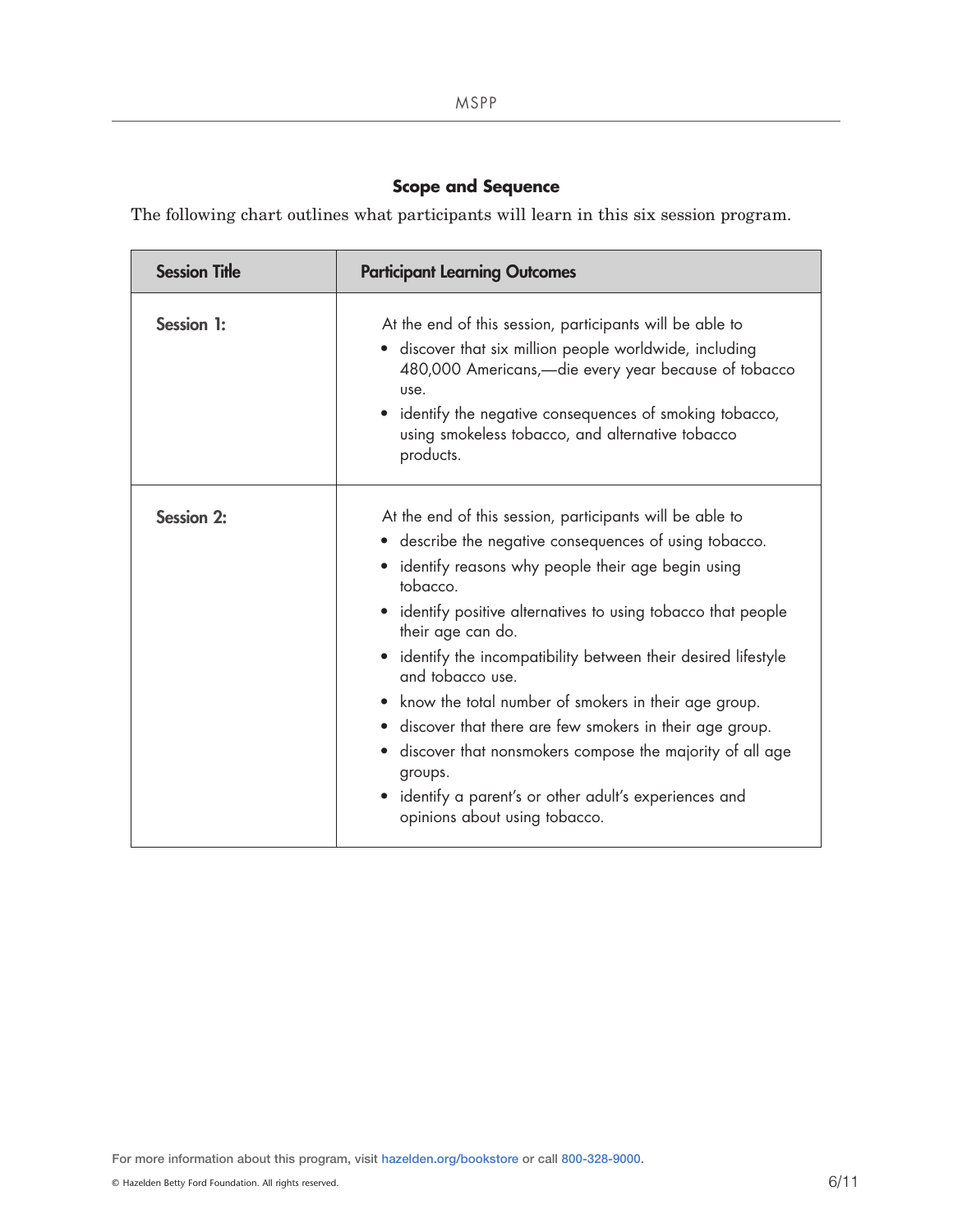## Scope and Sequence

The following chart outlines what participants will learn in this six session program.

| Session Title | Participant Learning Outcomes |
|---|---|
| Session 1: | At the end of this session, participants will be able to<br>• discover that six million people worldwide, including 480,000 Americans,—die every year because of tobacco use.<br>• identify the negative consequences of smoking tobacco, using smokeless tobacco, and alternative tobacco products. |
| Session 2: | At the end of this session, participants will be able to<br>• describe the negative consequences of using tobacco.<br>• identify reasons why people their age begin using tobacco.<br>• identify positive alternatives to using tobacco that people their age can do.<br>• identify the incompatibility between their desired lifestyle and tobacco use.<br>• know the total number of smokers in their age group.<br>• discover that there are few smokers in their age group.<br>• discover that nonsmokers compose the majority of all age groups.<br>• identify a parent's or other adult's experiences and opinions about using tobacco. |

For more information about this program, visit hazelden.org/bookstore or call 800-328-9000.

© Hazelden Betty Ford Foundation. All rights reserved.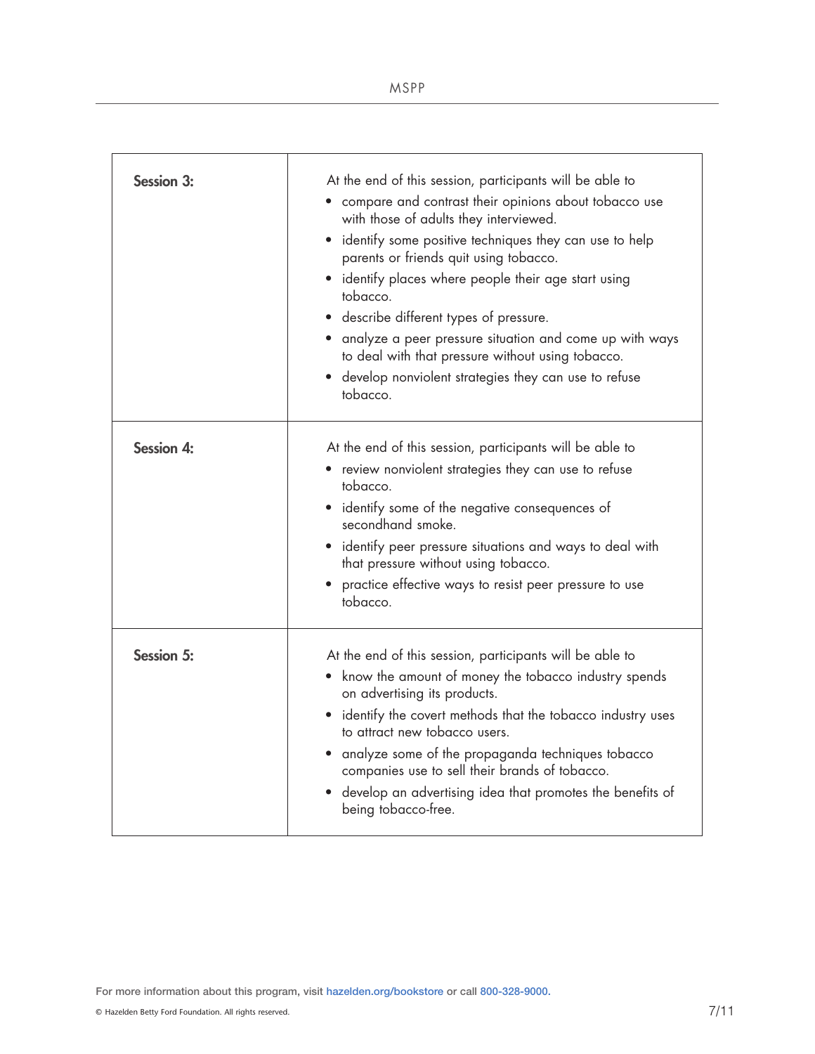| | |
|---|---|
| **Session 3:** | At the end of this session, participants will be able to<br>• compare and contrast their opinions about tobacco use with those of adults they interviewed.<br>• identify some positive techniques they can use to help parents or friends quit using tobacco.<br>• identify places where people their age start using tobacco.<br>• describe different types of pressure.<br>• analyze a peer pressure situation and come up with ways to deal with that pressure without using tobacco.<br>• develop nonviolent strategies they can use to refuse tobacco. |
| **Session 4:** | At the end of this session, participants will be able to<br>• review nonviolent strategies they can use to refuse tobacco.<br>• identify some of the negative consequences of secondhand smoke.<br>• identify peer pressure situations and ways to deal with that pressure without using tobacco.<br>• practice effective ways to resist peer pressure to use tobacco. |
| **Session 5:** | At the end of this session, participants will be able to<br>• know the amount of money the tobacco industry spends on advertising its products.<br>• identify the covert methods that the tobacco industry uses to attract new tobacco users.<br>• analyze some of the propaganda techniques tobacco companies use to sell their brands of tobacco.<br>• develop an advertising idea that promotes the benefits of being tobacco-free. |

For more information about this program, visit hazelden.org/bookstore or call 800-328-9000.

© Hazelden Betty Ford Foundation. All rights reserved.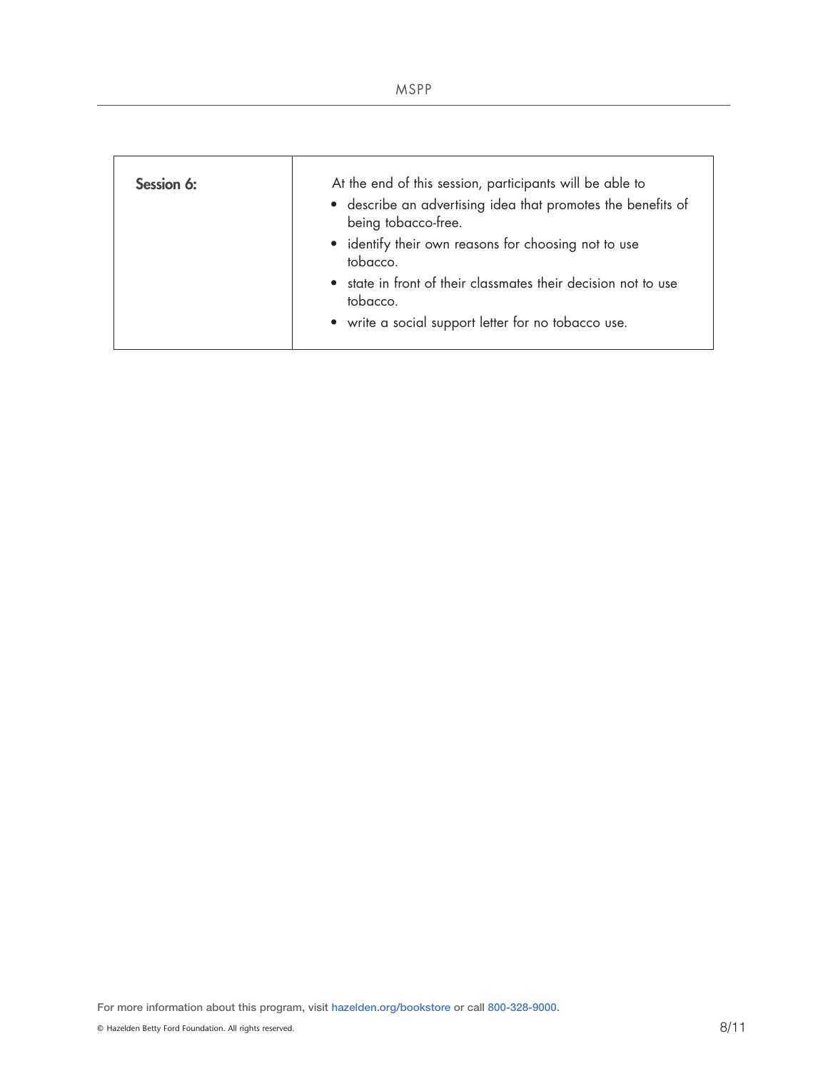| **Session 6:** | At the end of this session, participants will be able to<br>• describe an advertising idea that promotes the benefits of being tobacco-free.<br>• identify their own reasons for choosing not to use tobacco.<br>• state in front of their classmates their decision not to use tobacco.<br>• write a social support letter for no tobacco use. |
| --- | --- |

For more information about this program, visit hazelden.org/bookstore or call 800-328-9000.

© Hazelden Betty Ford Foundation. All rights reserved.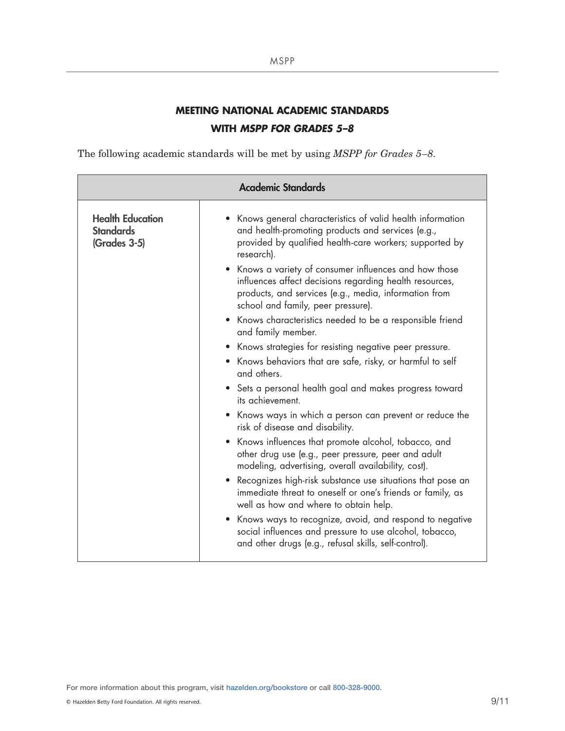## MEETING NATIONAL ACADEMIC STANDARDS
## WITH *MSPP FOR GRADES 5–8*

The following academic standards will be met by using *MSPP for Grades 5–8*.

| Academic Standards | |
|---|---|
| **Health Education Standards (Grades 3-5)** | • Knows general characteristics of valid health information and health-promoting products and services (e.g., provided by qualified health-care workers; supported by research).<br>• Knows a variety of consumer influences and how those influences affect decisions regarding health resources, products, and services (e.g., media, information from school and family, peer pressure).<br>• Knows characteristics needed to be a responsible friend and family member.<br>• Knows strategies for resisting negative peer pressure.<br>• Knows behaviors that are safe, risky, or harmful to self and others.<br>• Sets a personal health goal and makes progress toward its achievement.<br>• Knows ways in which a person can prevent or reduce the risk of disease and disability.<br>• Knows influences that promote alcohol, tobacco, and other drug use (e.g., peer pressure, peer and adult modeling, advertising, overall availability, cost).<br>• Recognizes high-risk substance use situations that pose an immediate threat to oneself or one's friends or family, as well as how and where to obtain help.<br>• Knows ways to recognize, avoid, and respond to negative social influences and pressure to use alcohol, tobacco, and other drugs (e.g., refusal skills, self-control). |

For more information about this program, visit hazelden.org/bookstore or call 800-328-9000.

© Hazelden Betty Ford Foundation. All rights reserved.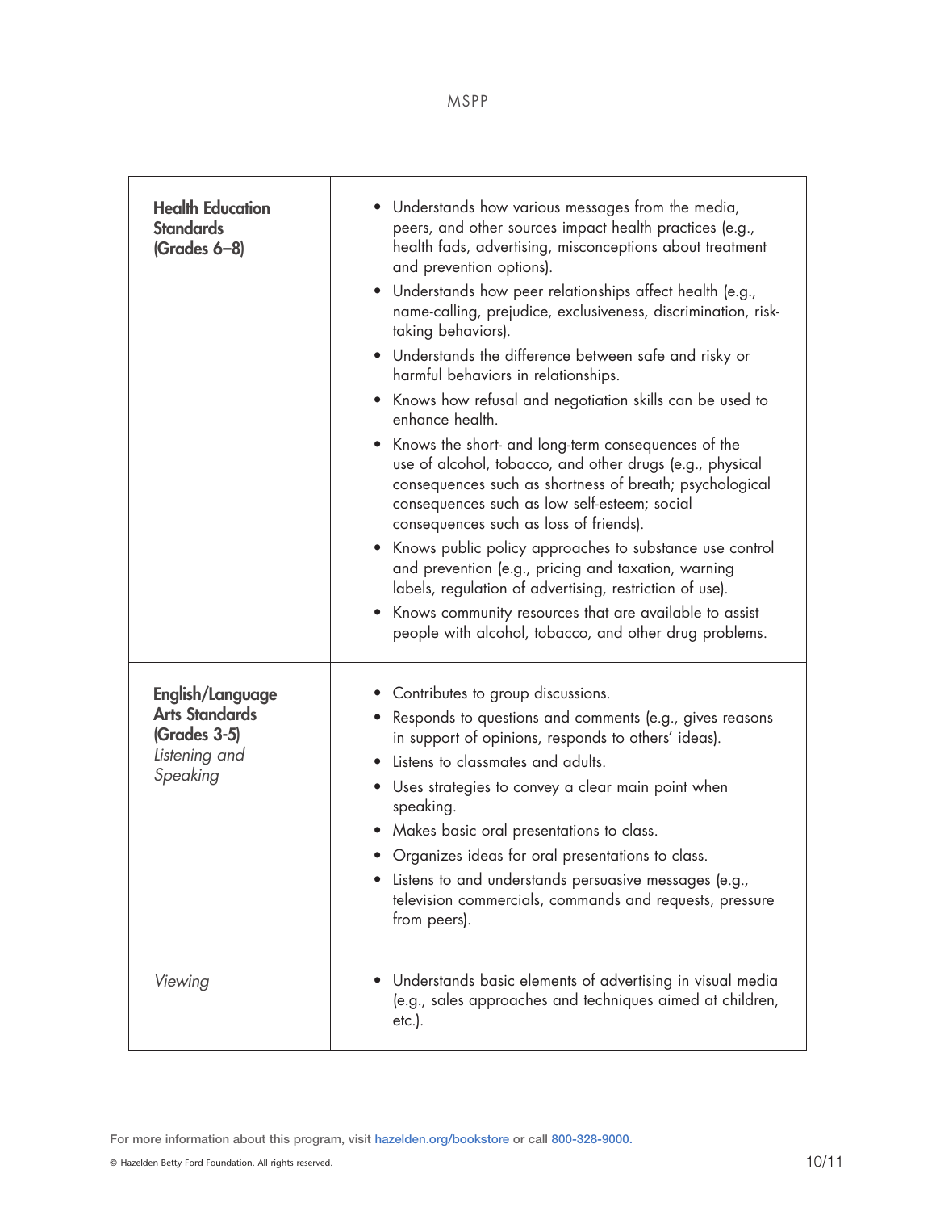| | |
|---|---|
| **Health Education Standards (Grades 6–8)** | • Understands how various messages from the media, peers, and other sources impact health practices (e.g., health fads, advertising, misconceptions about treatment and prevention options).<br>• Understands how peer relationships affect health (e.g., name-calling, prejudice, exclusiveness, discrimination, risk-taking behaviors).<br>• Understands the difference between safe and risky or harmful behaviors in relationships.<br>• Knows how refusal and negotiation skills can be used to enhance health.<br>• Knows the short- and long-term consequences of the use of alcohol, tobacco, and other drugs (e.g., physical consequences such as shortness of breath; psychological consequences such as low self-esteem; social consequences such as loss of friends).<br>• Knows public policy approaches to substance use control and prevention (e.g., pricing and taxation, warning labels, regulation of advertising, restriction of use).<br>• Knows community resources that are available to assist people with alcohol, tobacco, and other drug problems. |
| **English/Language Arts Standards (Grades 3-5)** *Listening and Speaking* | • Contributes to group discussions.<br>• Responds to questions and comments (e.g., gives reasons in support of opinions, responds to others' ideas).<br>• Listens to classmates and adults.<br>• Uses strategies to convey a clear main point when speaking.<br>• Makes basic oral presentations to class.<br>• Organizes ideas for oral presentations to class.<br>• Listens to and understands persuasive messages (e.g., television commercials, commands and requests, pressure from peers). |
| *Viewing* | • Understands basic elements of advertising in visual media (e.g., sales approaches and techniques aimed at children, etc.). |

For more information about this program, visit hazelden.org/bookstore or call 800-328-9000.

© Hazelden Betty Ford Foundation. All rights reserved.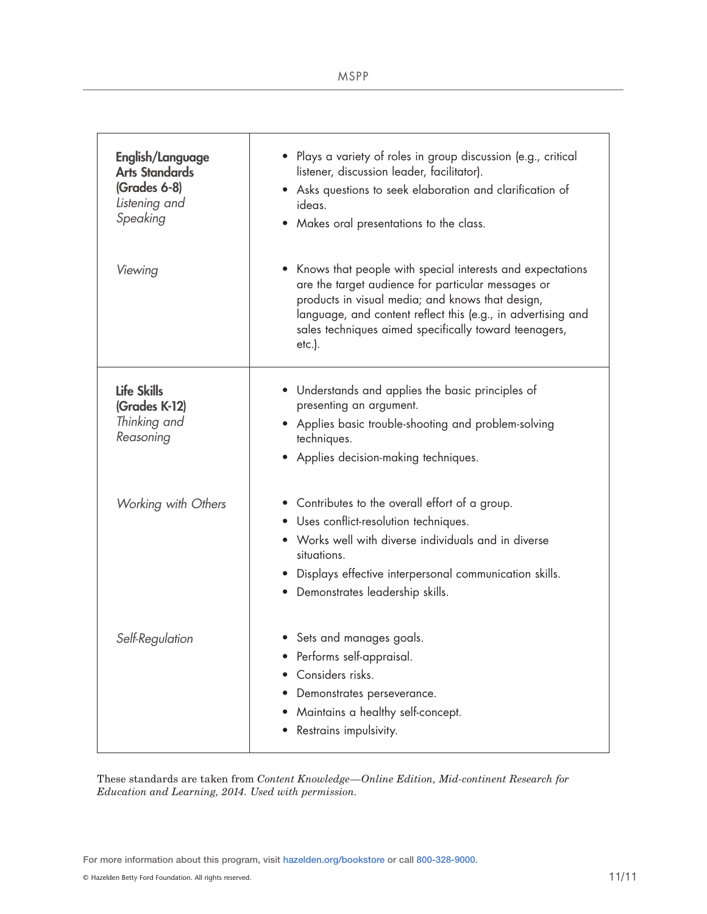| | |
|---|---|
| **English/Language Arts Standards (Grades 6-8)** *Listening and Speaking* | • Plays a variety of roles in group discussion (e.g., critical listener, discussion leader, facilitator).<br>• Asks questions to seek elaboration and clarification of ideas.<br>• Makes oral presentations to the class. |
| *Viewing* | • Knows that people with special interests and expectations are the target audience for particular messages or products in visual media; and knows that design, language, and content reflect this (e.g., in advertising and sales techniques aimed specifically toward teenagers, etc.). |
| **Life Skills (Grades K-12)** *Thinking and Reasoning* | • Understands and applies the basic principles of presenting an argument.<br>• Applies basic trouble-shooting and problem-solving techniques.<br>• Applies decision-making techniques. |
| *Working with Others* | • Contributes to the overall effort of a group.<br>• Uses conflict-resolution techniques.<br>• Works well with diverse individuals and in diverse situations.<br>• Displays effective interpersonal communication skills.<br>• Demonstrates leadership skills. |
| *Self-Regulation* | • Sets and manages goals.<br>• Performs self-appraisal.<br>• Considers risks.<br>• Demonstrates perseverance.<br>• Maintains a healthy self-concept.<br>• Restrains impulsivity. |

These standards are taken from *Content Knowledge—Online Edition, Mid-continent Research for Education and Learning, 2014. Used with permission.*

For more information about this program, visit hazelden.org/bookstore or call 800-328-9000.

© Hazelden Betty Ford Foundation. All rights reserved.